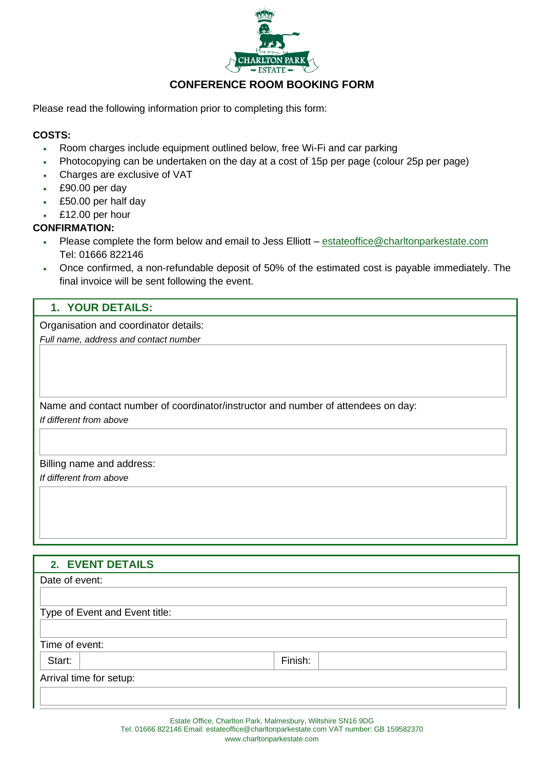# CONFERENCE ROOM BOOKING FORM

Please read the following information prior to completing this form:

**COSTS:**

- Room charges include equipment outlined below, free Wi-Fi and car parking
- Photocopying can be undertaken on the day at a cost of 15p per page (colour 25p per page)
- Charges are exclusive of VAT
- £90.00 per day
- £50.00 per half day
- £12.00 per hour

**CONFIRMATION:**

- Please complete the form below and email to Jess Elliott – estateoffice@charltonparkestate.com Tel: 01666 822146
- Once confirmed, a non-refundable deposit of 50% of the estimated cost is payable immediately. The final invoice will be sent following the event.

## 1. YOUR DETAILS:

Organisation and coordinator details:

*Full name, address and contact number*

| |
|---|
| |

Name and contact number of coordinator/instructor and number of attendees on day:

*If different from above*

| |
|---|
| |

Billing name and address:

*If different from above*

| |
|---|
| |

## 2. EVENT DETAILS

Date of event:

| |
|---|
| |

Type of Event and Event title:

| |
|---|
| |

Time of event:

| Start: | | Finish: | |
|---|---|---|---|

Arrival time for setup:

| |
|---|
| |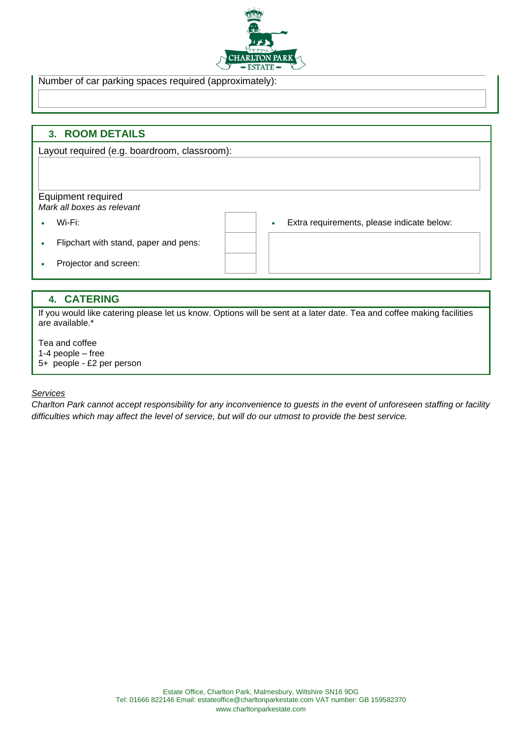Number of car parking spaces required (approximately):

## 3. ROOM DETAILS

Layout required (e.g. boardroom, classroom):

Equipment required
*Mark all boxes as relevant*

- Wi-Fi:
- Flipchart with stand, paper and pens:
- Projector and screen:
- Extra requirements, please indicate below:

## 4. CATERING

If you would like catering please let us know. Options will be sent at a later date. Tea and coffee making facilities are available.*

Tea and coffee
1-4 people – free
5+ people - £2 per person

*Services*

*Charlton Park cannot accept responsibility for any inconvenience to guests in the event of unforeseen staffing or facility difficulties which may affect the level of service, but will do our utmost to provide the best service.*

Estate Office, Charlton Park, Malmesbury, Wiltshire SN16 9DG
Tel: 01666 822146 Email: estateoffice@charltonparkestate.com VAT number: GB 159582370
www.charltonparkestate.com